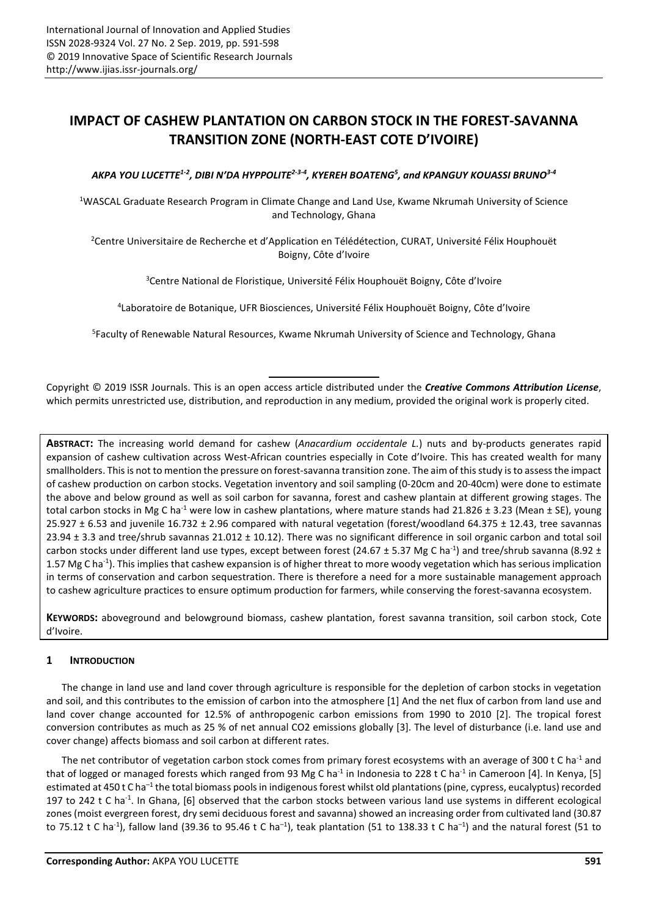# IMPACT OF CASHEW PLANTATION ON CARBON STOCK IN THE FOREST-SAVANNA TRANSITION ZONE (NORTH-EAST COTE D'IVOIRE)

*AKPA YOU LUCETTE[1-2], DIBI N'DA HYPPOLITE[2-3-4], KYEREH BOATENG[5], and KPANGUY KOUASSI BRUNO[3-4]*

[1]WASCAL Graduate Research Program in Climate Change and Land Use, Kwame Nkrumah University of Science and Technology, Ghana

[2]Centre Universitaire de Recherche et d'Application en Télédétection, CURAT, Université Félix Houphouët Boigny, Côte d'Ivoire

[3]Centre National de Floristique, Université Félix Houphouët Boigny, Côte d'Ivoire

[4]Laboratoire de Botanique, UFR Biosciences, Université Félix Houphouët Boigny, Côte d'Ivoire

[5]Faculty of Renewable Natural Resources, Kwame Nkrumah University of Science and Technology, Ghana

Copyright © 2019 ISSR Journals. This is an open access article distributed under the ***Creative Commons Attribution License***, which permits unrestricted use, distribution, and reproduction in any medium, provided the original work is properly cited.

**ABSTRACT:** The increasing world demand for cashew (*Anacardium occidentale L.*) nuts and by-products generates rapid expansion of cashew cultivation across West-African countries especially in Cote d'Ivoire. This has created wealth for many smallholders. This is not to mention the pressure on forest-savanna transition zone. The aim of this study is to assess the impact of cashew production on carbon stocks. Vegetation inventory and soil sampling (0-20cm and 20-40cm) were done to estimate the above and below ground as well as soil carbon for savanna, forest and cashew plantain at different growing stages. The total carbon stocks in Mg C ha$^{-1}$ were low in cashew plantations, where mature stands had 21.826 ± 3.23 (Mean ± SE), young 25.927 ± 6.53 and juvenile 16.732 ± 2.96 compared with natural vegetation (forest/woodland 64.375 ± 12.43, tree savannas 23.94 ± 3.3 and tree/shrub savannas 21.012 ± 10.12). There was no significant difference in soil organic carbon and total soil carbon stocks under different land use types, except between forest (24.67 ± 5.37 Mg C ha$^{-1}$) and tree/shrub savanna (8.92 ± 1.57 Mg C ha$^{-1}$). This implies that cashew expansion is of higher threat to more woody vegetation which has serious implication in terms of conservation and carbon sequestration. There is therefore a need for a more sustainable management approach to cashew agriculture practices to ensure optimum production for farmers, while conserving the forest-savanna ecosystem.

**KEYWORDS:** aboveground and belowground biomass, cashew plantation, forest savanna transition, soil carbon stock, Cote d'Ivoire.

## 1 INTRODUCTION

The change in land use and land cover through agriculture is responsible for the depletion of carbon stocks in vegetation and soil, and this contributes to the emission of carbon into the atmosphere [1] And the net flux of carbon from land use and land cover change accounted for 12.5% of anthropogenic carbon emissions from 1990 to 2010 [2]. The tropical forest conversion contributes as much as 25 % of net annual $CO_2$ emissions globally [3]. The level of disturbance (i.e. land use and cover change) affects biomass and soil carbon at different rates.

The net contributor of vegetation carbon stock comes from primary forest ecosystems with an average of 300 t C ha$^{-1}$ and that of logged or managed forests which ranged from 93 Mg C ha$^{-1}$ in Indonesia to 228 t C ha$^{-1}$ in Cameroon [4]. In Kenya, [5] estimated at 450 t C ha$^{-1}$ the total biomass pools in indigenous forest whilst old plantations (pine, cypress, eucalyptus) recorded 197 to 242 t C ha$^{-1}$. In Ghana, [6] observed that the carbon stocks between various land use systems in different ecological zones (moist evergreen forest, dry semi deciduous forest and savanna) showed an increasing order from cultivated land (30.87 to 75.12 t C ha$^{-1}$), fallow land (39.36 to 95.46 t C ha$^{-1}$), teak plantation (51 to 138.33 t C ha$^{-1}$) and the natural forest (51 to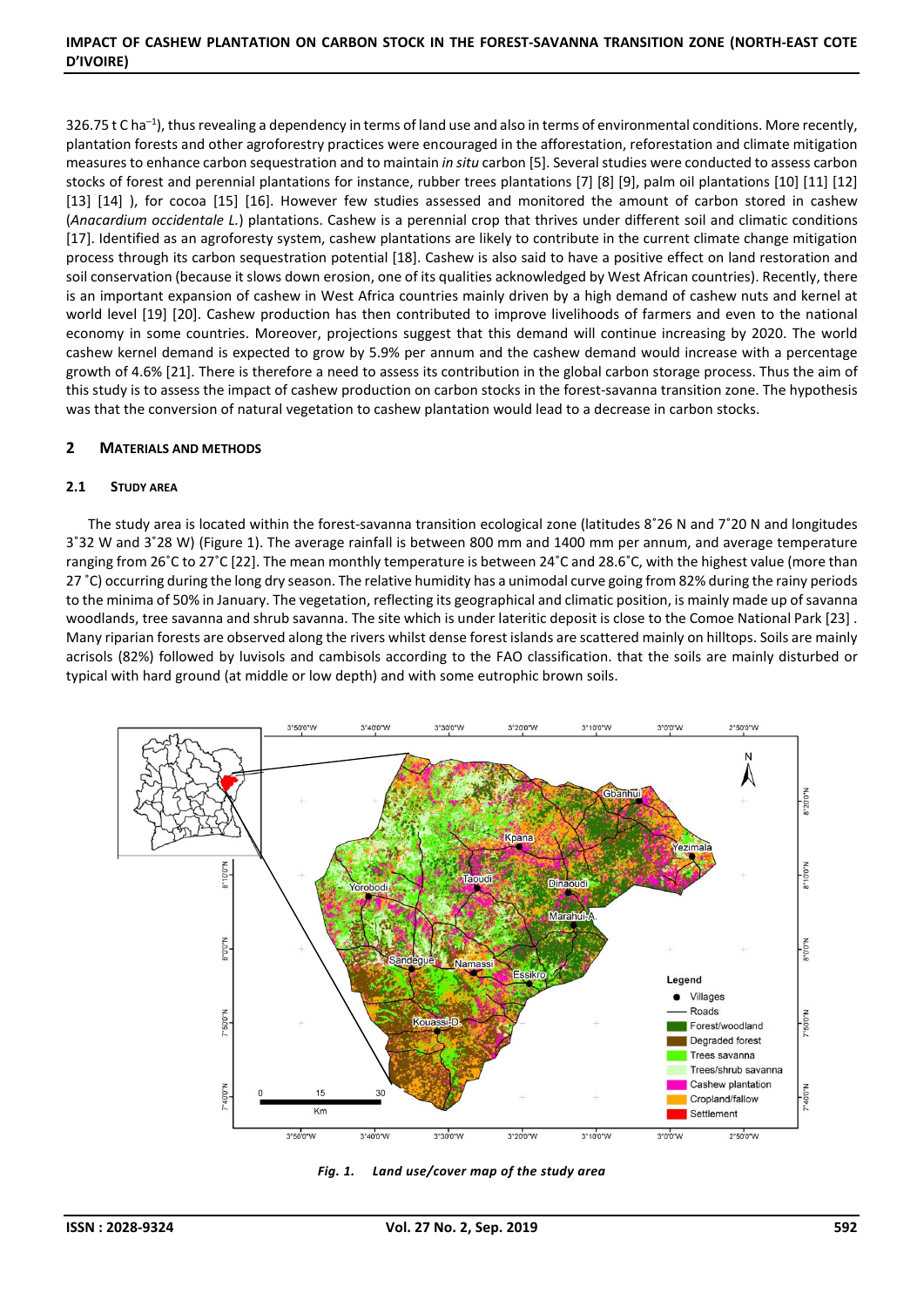326.75 t C ha$^{-1}$), thus revealing a dependency in terms of land use and also in terms of environmental conditions. More recently, plantation forests and other agroforestry practices were encouraged in the afforestation, reforestation and climate mitigation measures to enhance carbon sequestration and to maintain *in situ* carbon [5]. Several studies were conducted to assess carbon stocks of forest and perennial plantations for instance, rubber trees plantations [7] [8] [9], palm oil plantations [10] [11] [12] [13] [14] ), for cocoa [15] [16]. However few studies assessed and monitored the amount of carbon stored in cashew (*Anacardium occidentale L.*) plantations. Cashew is a perennial crop that thrives under different soil and climatic conditions [17]. Identified as an agroforesty system, cashew plantations are likely to contribute in the current climate change mitigation process through its carbon sequestration potential [18]. Cashew is also said to have a positive effect on land restoration and soil conservation (because it slows down erosion, one of its qualities acknowledged by West African countries). Recently, there is an important expansion of cashew in West Africa countries mainly driven by a high demand of cashew nuts and kernel at world level [19] [20]. Cashew production has then contributed to improve livelihoods of farmers and even to the national economy in some countries. Moreover, projections suggest that this demand will continue increasing by 2020. The world cashew kernel demand is expected to grow by 5.9% per annum and the cashew demand would increase with a percentage growth of 4.6% [21]. There is therefore a need to assess its contribution in the global carbon storage process. Thus the aim of this study is to assess the impact of cashew production on carbon stocks in the forest-savanna transition zone. The hypothesis was that the conversion of natural vegetation to cashew plantation would lead to a decrease in carbon stocks.

## 2 MATERIALS AND METHODS

### 2.1 STUDY AREA

The study area is located within the forest-savanna transition ecological zone (latitudes 8˚26 N and 7˚20 N and longitudes 3˚32 W and 3˚28 W) (Figure 1). The average rainfall is between 800 mm and 1400 mm per annum, and average temperature ranging from 26˚C to 27˚C [22]. The mean monthly temperature is between 24˚C and 28.6˚C, with the highest value (more than 27 ˚C) occurring during the long dry season. The relative humidity has a unimodal curve going from 82% during the rainy periods to the minima of 50% in January. The vegetation, reflecting its geographical and climatic position, is mainly made up of savanna woodlands, tree savanna and shrub savanna. The site which is under lateritic deposit is close to the Comoe National Park [23] . Many riparian forests are observed along the rivers whilst dense forest islands are scattered mainly on hilltops. Soils are mainly acrisols (82%) followed by luvisols and cambisols according to the FAO classification. that the soils are mainly disturbed or typical with hard ground (at middle or low depth) and with some eutrophic brown soils.

*Fig. 1. Land use/cover map of the study area*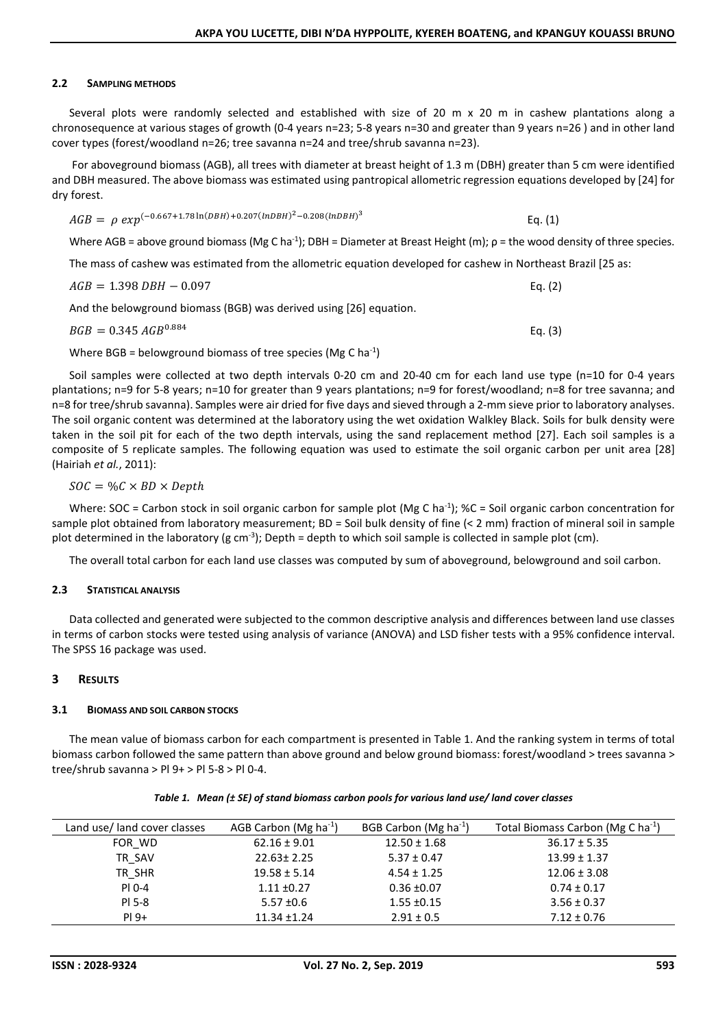### 2.2 SAMPLING METHODS

Several plots were randomly selected and established with size of 20 m x 20 m in cashew plantations along a chronosequence at various stages of growth (0-4 years n=23; 5-8 years n=30 and greater than 9 years n=26 ) and in other land cover types (forest/woodland n=26; tree savanna n=24 and tree/shrub savanna n=23).

For aboveground biomass (AGB), all trees with diameter at breast height of 1.3 m (DBH) greater than 5 cm were identified and DBH measured. The above biomass was estimated using pantropical allometric regression equations developed by [24] for dry forest.

$$AGB = \rho \; exp^{(-0.667+1.78\ln(DBH)+0.207(lnDBH)^2-0.208(lnDBH)^3} \quad \text{Eq. (1)}$$

Where AGB = above ground biomass (Mg C ha$^{-1}$); DBH = Diameter at Breast Height (m); ρ = the wood density of three species.

The mass of cashew was estimated from the allometric equation developed for cashew in Northeast Brazil [25 as:

$$AGB = 1.398 \; DBH - 0.097 \quad \text{Eq. (2)}$$

And the belowground biomass (BGB) was derived using [26] equation.

$$BGB = 0.345 \; AGB^{0.884} \quad \text{Eq. (3)}$$

Where BGB = belowground biomass of tree species (Mg C ha$^{-1}$)

Soil samples were collected at two depth intervals 0-20 cm and 20-40 cm for each land use type (n=10 for 0-4 years plantations; n=9 for 5-8 years; n=10 for greater than 9 years plantations; n=9 for forest/woodland; n=8 for tree savanna; and n=8 for tree/shrub savanna). Samples were air dried for five days and sieved through a 2-mm sieve prior to laboratory analyses. The soil organic content was determined at the laboratory using the wet oxidation Walkley Black. Soils for bulk density were taken in the soil pit for each of the two depth intervals, using the sand replacement method [27]. Each soil samples is a composite of 5 replicate samples. The following equation was used to estimate the soil organic carbon per unit area [28] (Hairiah *et al.*, 2011):

$$SOC = \%C \times BD \times Depth$$

Where: SOC = Carbon stock in soil organic carbon for sample plot (Mg C ha$^{-1}$); %C = Soil organic carbon concentration for sample plot obtained from laboratory measurement; BD = Soil bulk density of fine (< 2 mm) fraction of mineral soil in sample plot determined in the laboratory (g cm$^{-3}$); Depth = depth to which soil sample is collected in sample plot (cm).

The overall total carbon for each land use classes was computed by sum of aboveground, belowground and soil carbon.

### 2.3 STATISTICAL ANALYSIS

Data collected and generated were subjected to the common descriptive analysis and differences between land use classes in terms of carbon stocks were tested using analysis of variance (ANOVA) and LSD fisher tests with a 95% confidence interval. The SPSS 16 package was used.

## 3 RESULTS

### 3.1 BIOMASS AND SOIL CARBON STOCKS

The mean value of biomass carbon for each compartment is presented in Table 1. And the ranking system in terms of total biomass carbon followed the same pattern than above ground and below ground biomass: forest/woodland > trees savanna > tree/shrub savanna > Pl 9+ > Pl 5-8 > Pl 0-4.

*Table 1. Mean (± SE) of stand biomass carbon pools for various land use/ land cover classes*

| Land use/ land cover classes | AGB Carbon (Mg ha$^{-1}$) | BGB Carbon (Mg ha$^{-1}$) | Total Biomass Carbon (Mg C ha$^{-1}$) |
|---|---|---|---|
| FOR_WD | 62.16 ± 9.01 | 12.50 ± 1.68 | 36.17 ± 5.35 |
| TR_SAV | 22.63± 2.25 | 5.37 ± 0.47 | 13.99 ± 1.37 |
| TR_SHR | 19.58 ± 5.14 | 4.54 ± 1.25 | 12.06 ± 3.08 |
| Pl 0-4 | 1.11 ±0.27 | 0.36 ±0.07 | 0.74 ± 0.17 |
| Pl 5-8 | 5.57 ±0.6 | 1.55 ±0.15 | 3.56 ± 0.37 |
| Pl 9+ | 11.34 ±1.24 | 2.91 ± 0.5 | 7.12 ± 0.76 |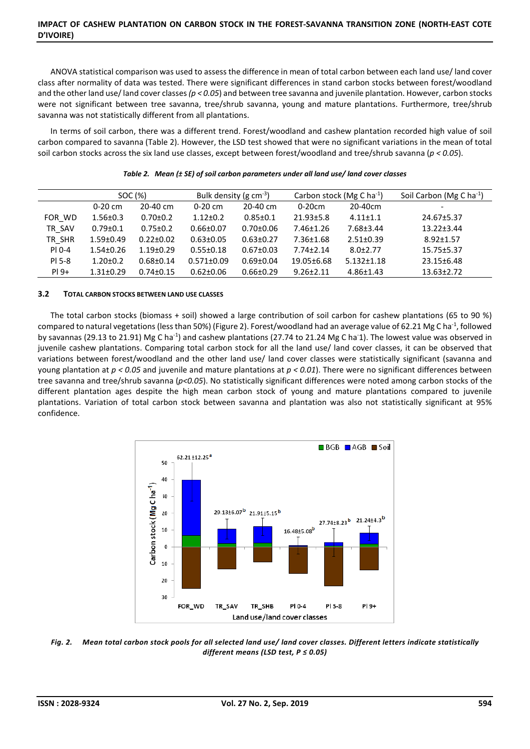ANOVA statistical comparison was used to assess the difference in mean of total carbon between each land use/ land cover class after normality of data was tested. There were significant differences in stand carbon stocks between forest/woodland and the other land use/ land cover classes *($p < 0.05$)* and between tree savanna and juvenile plantation. However, carbon stocks were not significant between tree savanna, tree/shrub savanna, young and mature plantations. Furthermore, tree/shrub savanna was not statistically different from all plantations.

In terms of soil carbon, there was a different trend. Forest/woodland and cashew plantation recorded high value of soil carbon compared to savanna (Table 2). However, the LSD test showed that were no significant variations in the mean of total soil carbon stocks across the six land use classes, except between forest/woodland and tree/shrub savanna ($p < 0.05$).

*Table 2. Mean (± SE) of soil carbon parameters under all land use/ land cover classes*

| | SOC (%) | | Bulk density (g $cm^{-3}$) | | Carbon stock (Mg C $ha^{-1}$) | | Soil Carbon (Mg C $ha^{-1}$) |
|---|---|---|---|---|---|---|---|
| | 0-20 cm | 20-40 cm | 0-20 cm | 20-40 cm | 0-20cm | 20-40cm | - |
| FOR_WD | 1.56±0.3 | 0.70±0.2 | 1.12±0.2 | 0.85±0.1 | 21.93±5.8 | 4.11±1.1 | 24.67±5.37 |
| TR_SAV | 0.79±0.1 | 0.75±0.2 | 0.66±0.07 | 0.70±0.06 | 7.46±1.26 | 7.68±3.44 | 13.22±3.44 |
| TR_SHR | 1.59±0.49 | 0.22±0.02 | 0.63±0.05 | 0.63±0.27 | 7.36±1.68 | 2.51±0.39 | 8.92±1.57 |
| Pl 0-4 | 1.54±0.26 | 1.19±0.29 | 0.55±0.18 | 0.67±0.03 | 7.74±2.14 | 8.0±2.77 | 15.75±5.37 |
| Pl 5-8 | 1.20±0.2 | 0.68±0.14 | 0.571±0.09 | 0.69±0.04 | 19.05±6.68 | 5.132±1.18 | 23.15±6.48 |
| Pl 9+ | 1.31±0.29 | 0.74±0.15 | 0.62±0.06 | 0.66±0.29 | 9.26±2.11 | 4.86±1.43 | 13.63±2.72 |

### 3.2 TOTAL CARBON STOCKS BETWEEN LAND USE CLASSES

The total carbon stocks (biomass + soil) showed a large contribution of soil carbon for cashew plantations (65 to 90 %) compared to natural vegetations (less than 50%) (Figure 2). Forest/woodland had an average value of 62.21 Mg C $ha^{-1}$, followed by savannas (29.13 to 21.91) Mg C $ha^{-1}$) and cashew plantations (27.74 to 21.24 Mg C $ha^{-1}$). The lowest value was observed in juvenile cashew plantations. Comparing total carbon stock for all the land use/ land cover classes, it can be observed that variations between forest/woodland and the other land use/ land cover classes were statistically significant (savanna and young plantation at $p < 0.05$ and juvenile and mature plantations at $p < 0.01$). There were no significant differences between tree savanna and tree/shrub savanna ($p<0.05$). No statistically significant differences were noted among carbon stocks of the different plantation ages despite the high mean carbon stock of young and mature plantations compared to juvenile plantations. Variation of total carbon stock between savanna and plantation was also not statistically significant at 95% confidence.

*Fig. 2. Mean total carbon stock pools for all selected land use/ land cover classes. Different letters indicate statistically different means (LSD test, P ≤ 0.05)*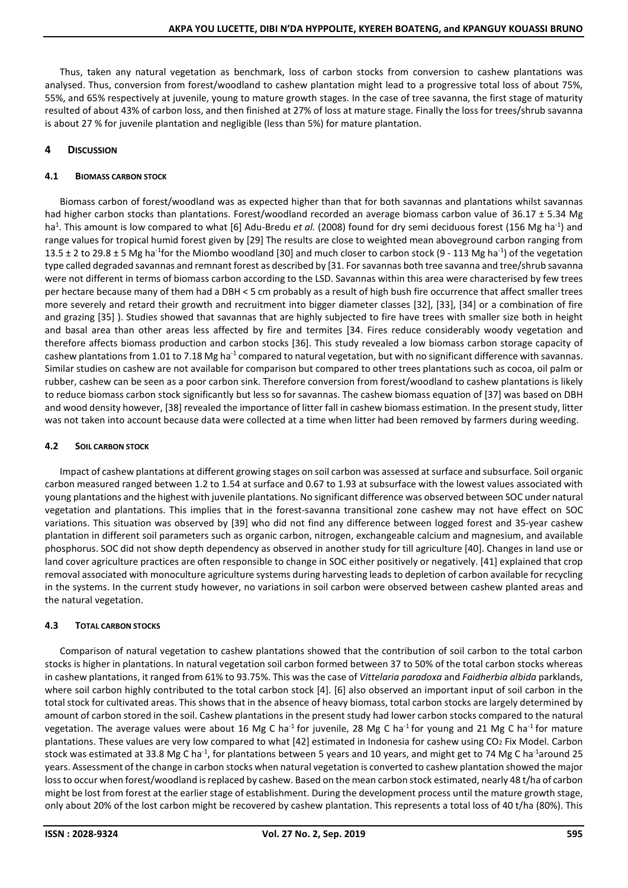Thus, taken any natural vegetation as benchmark, loss of carbon stocks from conversion to cashew plantations was analysed. Thus, conversion from forest/woodland to cashew plantation might lead to a progressive total loss of about 75%, 55%, and 65% respectively at juvenile, young to mature growth stages. In the case of tree savanna, the first stage of maturity resulted of about 43% of carbon loss, and then finished at 27% of loss at mature stage. Finally the loss for trees/shrub savanna is about 27 % for juvenile plantation and negligible (less than 5%) for mature plantation.

## 4 DISCUSSION

### 4.1 BIOMASS CARBON STOCK

Biomass carbon of forest/woodland was as expected higher than that for both savannas and plantations whilst savannas had higher carbon stocks than plantations. Forest/woodland recorded an average biomass carbon value of 36.17 ± 5.34 Mg ha[1]. This amount is low compared to what [6] Adu-Bredu *et al.* (2008) found for dry semi deciduous forest (156 Mg $ha^{-1}$) and range values for tropical humid forest given by [29] The results are close to weighted mean aboveground carbon ranging from 13.5 ± 2 to 29.8 ± 5 Mg $ha^{-1}$for the Miombo woodland [30] and much closer to carbon stock (9 - 113 Mg $ha^{-1}$) of the vegetation type called degraded savannas and remnant forest as described by [31. For savannas both tree savanna and tree/shrub savanna were not different in terms of biomass carbon according to the LSD. Savannas within this area were characterised by few trees per hectare because many of them had a DBH < 5 cm probably as a result of high bush fire occurrence that affect smaller trees more severely and retard their growth and recruitment into bigger diameter classes [32], [33], [34] or a combination of fire and grazing [35] ). Studies showed that savannas that are highly subjected to fire have trees with smaller size both in height and basal area than other areas less affected by fire and termites [34. Fires reduce considerably woody vegetation and therefore affects biomass production and carbon stocks [36]. This study revealed a low biomass carbon storage capacity of cashew plantations from 1.01 to 7.18 Mg $ha^{-1}$ compared to natural vegetation, but with no significant difference with savannas. Similar studies on cashew are not available for comparison but compared to other trees plantations such as cocoa, oil palm or rubber, cashew can be seen as a poor carbon sink. Therefore conversion from forest/woodland to cashew plantations is likely to reduce biomass carbon stock significantly but less so for savannas. The cashew biomass equation of [37] was based on DBH and wood density however, [38] revealed the importance of litter fall in cashew biomass estimation. In the present study, litter was not taken into account because data were collected at a time when litter had been removed by farmers during weeding.

### 4.2 SOIL CARBON STOCK

Impact of cashew plantations at different growing stages on soil carbon was assessed at surface and subsurface. Soil organic carbon measured ranged between 1.2 to 1.54 at surface and 0.67 to 1.93 at subsurface with the lowest values associated with young plantations and the highest with juvenile plantations. No significant difference was observed between SOC under natural vegetation and plantations. This implies that in the forest-savanna transitional zone cashew may not have effect on SOC variations. This situation was observed by [39] who did not find any difference between logged forest and 35-year cashew plantation in different soil parameters such as organic carbon, nitrogen, exchangeable calcium and magnesium, and available phosphorus. SOC did not show depth dependency as observed in another study for till agriculture [40]. Changes in land use or land cover agriculture practices are often responsible to change in SOC either positively or negatively. [41] explained that crop removal associated with monoculture agriculture systems during harvesting leads to depletion of carbon available for recycling in the systems. In the current study however, no variations in soil carbon were observed between cashew planted areas and the natural vegetation.

### 4.3 TOTAL CARBON STOCKS

Comparison of natural vegetation to cashew plantations showed that the contribution of soil carbon to the total carbon stocks is higher in plantations. In natural vegetation soil carbon formed between 37 to 50% of the total carbon stocks whereas in cashew plantations, it ranged from 61% to 93.75%. This was the case of *Vittelaria paradoxa* and *Faidherbia albida* parklands, where soil carbon highly contributed to the total carbon stock [4]. [6] also observed an important input of soil carbon in the total stock for cultivated areas. This shows that in the absence of heavy biomass, total carbon stocks are largely determined by amount of carbon stored in the soil. Cashew plantations in the present study had lower carbon stocks compared to the natural vegetation. The average values were about 16 Mg C $ha^{-1}$ for juvenile, 28 Mg C $ha^{-1}$ for young and 21 Mg C $ha^{-1}$ for mature plantations. These values are very low compared to what [42] estimated in Indonesia for cashew using $CO_2$ Fix Model. Carbon stock was estimated at 33.8 Mg C $ha^{-1}$, for plantations between 5 years and 10 years, and might get to 74 Mg C $ha^{-1}$around 25 years. Assessment of the change in carbon stocks when natural vegetation is converted to cashew plantation showed the major loss to occur when forest/woodland is replaced by cashew. Based on the mean carbon stock estimated, nearly 48 t/ha of carbon might be lost from forest at the earlier stage of establishment. During the development process until the mature growth stage, only about 20% of the lost carbon might be recovered by cashew plantation. This represents a total loss of 40 t/ha (80%). This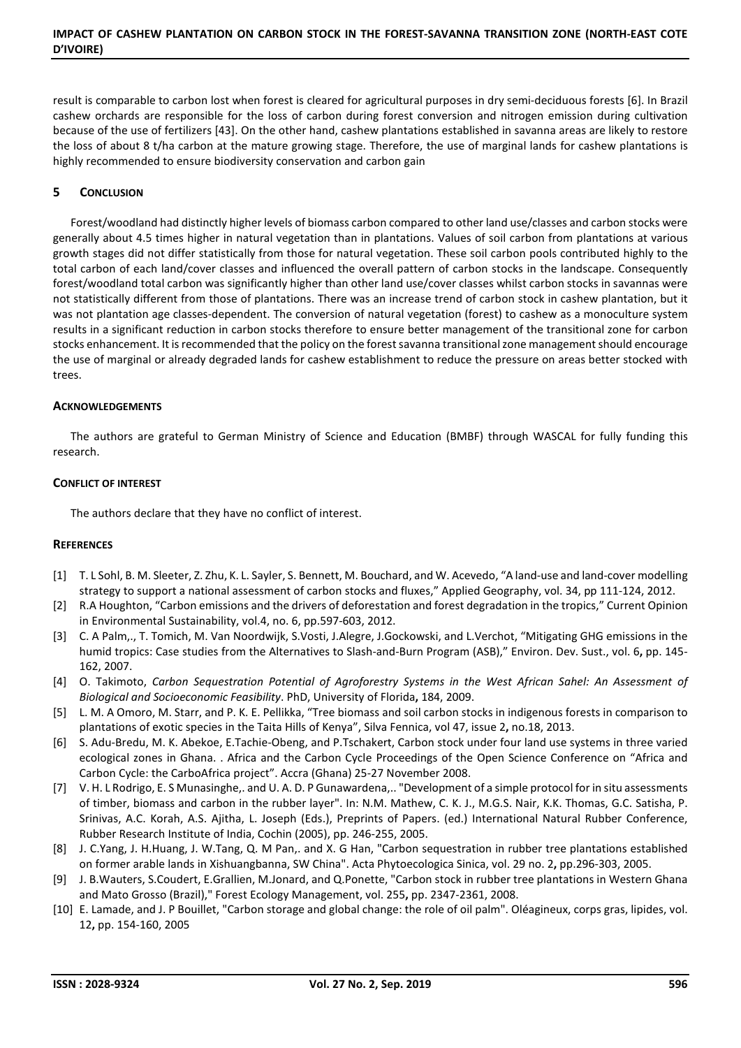result is comparable to carbon lost when forest is cleared for agricultural purposes in dry semi-deciduous forests [6]. In Brazil cashew orchards are responsible for the loss of carbon during forest conversion and nitrogen emission during cultivation because of the use of fertilizers [43]. On the other hand, cashew plantations established in savanna areas are likely to restore the loss of about 8 t/ha carbon at the mature growing stage. Therefore, the use of marginal lands for cashew plantations is highly recommended to ensure biodiversity conservation and carbon gain

## 5 CONCLUSION

Forest/woodland had distinctly higher levels of biomass carbon compared to other land use/classes and carbon stocks were generally about 4.5 times higher in natural vegetation than in plantations. Values of soil carbon from plantations at various growth stages did not differ statistically from those for natural vegetation. These soil carbon pools contributed highly to the total carbon of each land/cover classes and influenced the overall pattern of carbon stocks in the landscape. Consequently forest/woodland total carbon was significantly higher than other land use/cover classes whilst carbon stocks in savannas were not statistically different from those of plantations. There was an increase trend of carbon stock in cashew plantation, but it was not plantation age classes-dependent. The conversion of natural vegetation (forest) to cashew as a monoculture system results in a significant reduction in carbon stocks therefore to ensure better management of the transitional zone for carbon stocks enhancement. It is recommended that the policy on the forest savanna transitional zone management should encourage the use of marginal or already degraded lands for cashew establishment to reduce the pressure on areas better stocked with trees.

### ACKNOWLEDGEMENTS

The authors are grateful to German Ministry of Science and Education (BMBF) through WASCAL for fully funding this research.

### CONFLICT OF INTEREST

The authors declare that they have no conflict of interest.

### REFERENCES

[1] T. L Sohl, B. M. Sleeter, Z. Zhu, K. L. Sayler, S. Bennett, M. Bouchard, and W. Acevedo, “A land-use and land-cover modelling strategy to support a national assessment of carbon stocks and fluxes,” Applied Geography, vol. 34, pp 111-124, 2012.

[2] R.A Houghton, “Carbon emissions and the drivers of deforestation and forest degradation in the tropics,” Current Opinion in Environmental Sustainability, vol.4, no. 6, pp.597-603, 2012.

[3] C. A Palm,., T. Tomich, M. Van Noordwijk, S.Vosti, J.Alegre, J.Gockowski, and L.Verchot, “Mitigating GHG emissions in the humid tropics: Case studies from the Alternatives to Slash-and-Burn Program (ASB),” Environ. Dev. Sust., vol. 6, pp. 145-162, 2007.

[4] O. Takimoto, *Carbon Sequestration Potential of Agroforestry Systems in the West African Sahel: An Assessment of Biological and Socioeconomic Feasibility*. PhD, University of Florida, 184, 2009.

[5] L. M. A Omoro, M. Starr, and P. K. E. Pellikka, “Tree biomass and soil carbon stocks in indigenous forests in comparison to plantations of exotic species in the Taita Hills of Kenya”, Silva Fennica, vol 47, issue 2, no.18, 2013.

[6] S. Adu-Bredu, M. K. Abekoe, E.Tachie-Obeng, and P.Tschakert, Carbon stock under four land use systems in three varied ecological zones in Ghana. . Africa and the Carbon Cycle Proceedings of the Open Science Conference on “Africa and Carbon Cycle: the CarboAfrica project”. Accra (Ghana) 25-27 November 2008.

[7] V. H. L Rodrigo, E. S Munasinghe,. and U. A. D. P Gunawardena,.. "Development of a simple protocol for in situ assessments of timber, biomass and carbon in the rubber layer". In: N.M. Mathew, C. K. J., M.G.S. Nair, K.K. Thomas, G.C. Satisha, P. Srinivas, A.C. Korah, A.S. Ajitha, L. Joseph (Eds.), Preprints of Papers. (ed.) International Natural Rubber Conference, Rubber Research Institute of India, Cochin (2005), pp. 246-255, 2005.

[8] J. C.Yang, J. H.Huang, J. W.Tang, Q. M Pan,. and X. G Han, "Carbon sequestration in rubber tree plantations established on former arable lands in Xishuangbanna, SW China". Acta Phytoecologica Sinica, vol. 29 no. 2, pp.296-303, 2005.

[9] J. B.Wauters, S.Coudert, E.Grallien, M.Jonard, and Q.Ponette, "Carbon stock in rubber tree plantations in Western Ghana and Mato Grosso (Brazil)," Forest Ecology Management, vol. 255, pp. 2347-2361, 2008.

[10] E. Lamade, and J. P Bouillet, "Carbon storage and global change: the role of oil palm". Oléagineux, corps gras, lipides, vol. 12, pp. 154-160, 2005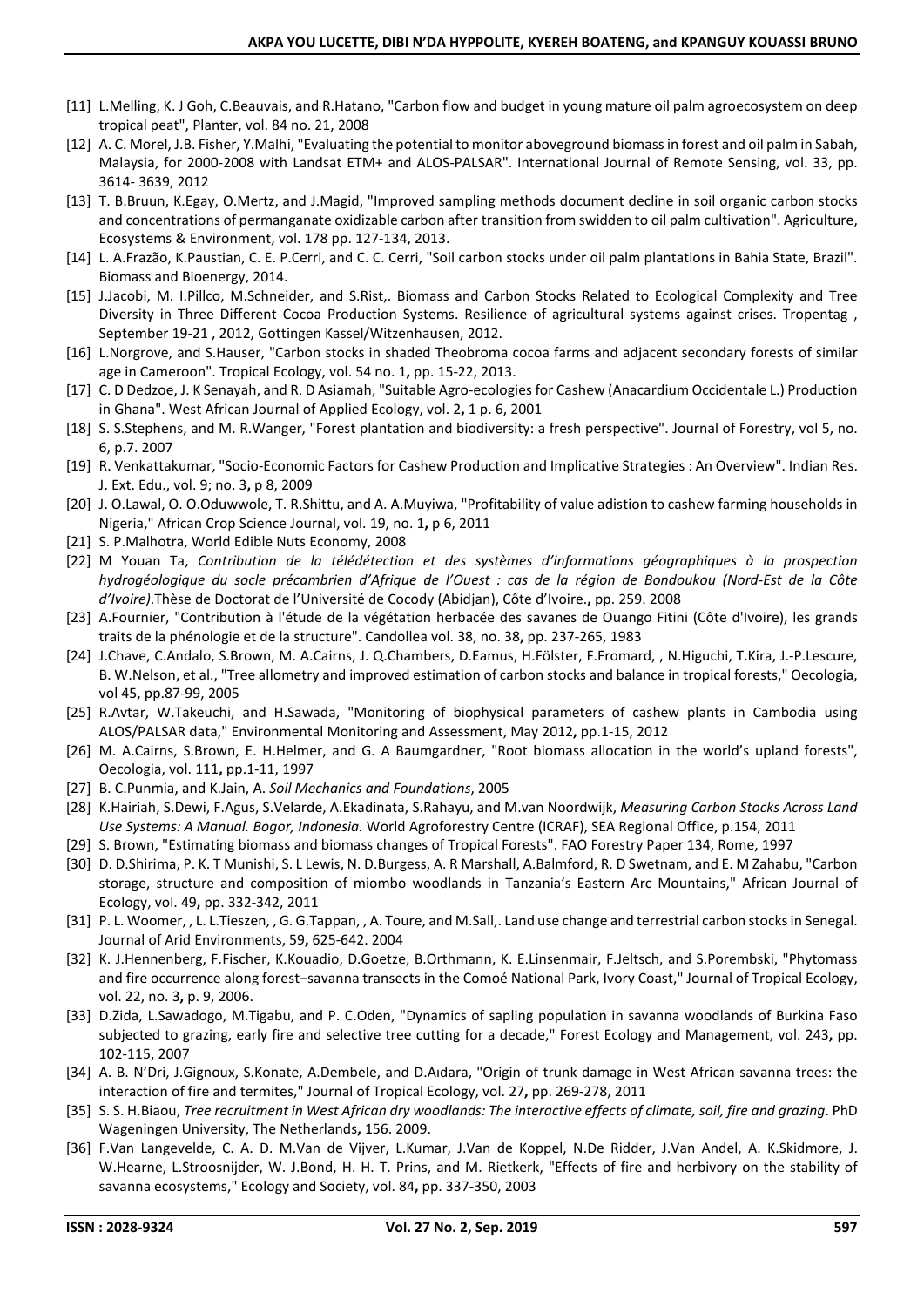[11] L.Melling, K. J Goh, C.Beauvais, and R.Hatano, "Carbon flow and budget in young mature oil palm agroecosystem on deep tropical peat", Planter, vol. 84 no. 21, 2008

[12] A. C. Morel, J.B. Fisher, Y.Malhi, "Evaluating the potential to monitor aboveground biomass in forest and oil palm in Sabah, Malaysia, for 2000-2008 with Landsat ETM+ and ALOS-PALSAR". International Journal of Remote Sensing, vol. 33, pp. 3614- 3639, 2012

[13] T. B.Bruun, K.Egay, O.Mertz, and J.Magid, "Improved sampling methods document decline in soil organic carbon stocks and concentrations of permanganate oxidizable carbon after transition from swidden to oil palm cultivation". Agriculture, Ecosystems & Environment, vol. 178 pp. 127-134, 2013.

[14] L. A.Frazão, K.Paustian, C. E. P.Cerri, and C. C. Cerri, "Soil carbon stocks under oil palm plantations in Bahia State, Brazil". Biomass and Bioenergy, 2014.

[15] J.Jacobi, M. I.Pillco, M.Schneider, and S.Rist,. Biomass and Carbon Stocks Related to Ecological Complexity and Tree Diversity in Three Different Cocoa Production Systems. Resilience of agricultural systems against crises. Tropentag , September 19-21 , 2012, Gottingen Kassel/Witzenhausen, 2012.

[16] L.Norgrove, and S.Hauser, "Carbon stocks in shaded Theobroma cocoa farms and adjacent secondary forests of similar age in Cameroon". Tropical Ecology, vol. 54 no. 1**,** pp. 15-22, 2013.

[17] C. D Dedzoe, J. K Senayah, and R. D Asiamah, "Suitable Agro-ecologies for Cashew (Anacardium Occidentale L.) Production in Ghana". West African Journal of Applied Ecology, vol. 2**,** 1 p. 6, 2001

[18] S. S.Stephens, and M. R.Wanger, "Forest plantation and biodiversity: a fresh perspective". Journal of Forestry, vol 5, no. 6, p.7. 2007

[19] R. Venkattakumar, "Socio-Economic Factors for Cashew Production and Implicative Strategies : An Overview". Indian Res. J. Ext. Edu., vol. 9; no. 3**,** p 8, 2009

[20] J. O.Lawal, O. O.Oduwwole, T. R.Shittu, and A. A.Muyiwa, "Profitability of value adistion to cashew farming households in Nigeria," African Crop Science Journal, vol. 19, no. 1**,** p 6, 2011

[21] S. P.Malhotra, World Edible Nuts Economy, 2008

[22] M Youan Ta, *Contribution de la télédétection et des systèmes d'informations géographiques à la prospection hydrogéologique du socle précambrien d'Afrique de l'Ouest : cas de la région de Bondoukou (Nord-Est de la Côte d'Ivoire)*.Thèse de Doctorat de l'Université de Cocody (Abidjan), Côte d'Ivoire.**,** pp. 259. 2008

[23] A.Fournier, "Contribution à l'étude de la végétation herbacée des savanes de Ouango Fitini (Côte d'Ivoire), les grands traits de la phénologie et de la structure". Candollea vol. 38, no. 38**,** pp. 237-265, 1983

[24] J.Chave, C.Andalo, S.Brown, M. A.Cairns, J. Q.Chambers, D.Eamus, H.Fölster, F.Fromard, , N.Higuchi, T.Kira, J.-P.Lescure, B. W.Nelson, et al., "Tree allometry and improved estimation of carbon stocks and balance in tropical forests," Oecologia, vol 45, pp.87-99, 2005

[25] R.Avtar, W.Takeuchi, and H.Sawada, "Monitoring of biophysical parameters of cashew plants in Cambodia using ALOS/PALSAR data," Environmental Monitoring and Assessment, May 2012**,** pp.1-15, 2012

[26] M. A.Cairns, S.Brown, E. H.Helmer, and G. A Baumgardner, "Root biomass allocation in the world's upland forests", Oecologia, vol. 111**,** pp.1-11, 1997

[27] B. C.Punmia, and K.Jain, A. *Soil Mechanics and Foundations*, 2005

[28] K.Hairiah, S.Dewi, F.Agus, S.Velarde, A.Ekadinata, S.Rahayu, and M.van Noordwijk, *Measuring Carbon Stocks Across Land Use Systems: A Manual. Bogor, Indonesia.* World Agroforestry Centre (ICRAF), SEA Regional Office, p.154, 2011

[29] S. Brown, "Estimating biomass and biomass changes of Tropical Forests". FAO Forestry Paper 134, Rome, 1997

[30] D. D.Shirima, P. K. T Munishi, S. L Lewis, N. D.Burgess, A. R Marshall, A.Balmford, R. D Swetnam, and E. M Zahabu, "Carbon storage, structure and composition of miombo woodlands in Tanzania's Eastern Arc Mountains," African Journal of Ecology, vol. 49**,** pp. 332-342, 2011

[31] P. L. Woomer, , L. L.Tieszen, , G. G.Tappan, , A. Toure, and M.Sall,. Land use change and terrestrial carbon stocks in Senegal. Journal of Arid Environments, 59**,** 625-642. 2004

[32] K. J.Hennenberg, F.Fischer, K.Kouadio, D.Goetze, B.Orthmann, K. E.Linsenmair, F.Jeltsch, and S.Porembski, "Phytomass and fire occurrence along forest–savanna transects in the Comoé National Park, Ivory Coast," Journal of Tropical Ecology, vol. 22, no. 3**,** p. 9, 2006.

[33] D.Zida, L.Sawadogo, M.Tigabu, and P. C.Oden, "Dynamics of sapling population in savanna woodlands of Burkina Faso subjected to grazing, early fire and selective tree cutting for a decade," Forest Ecology and Management, vol. 243**,** pp. 102-115, 2007

[34] A. B. N'Dri, J.Gignoux, S.Konate, A.Dembele, and D.Aıdara, "Origin of trunk damage in West African savanna trees: the interaction of fire and termites," Journal of Tropical Ecology, vol. 27**,** pp. 269-278, 2011

[35] S. S. H.Biaou, *Tree recruitment in West African dry woodlands: The interactive effects of climate, soil, fire and grazing*. PhD Wageningen University, The Netherlands**,** 156. 2009.

[36] F.Van Langevelde, C. A. D. M.Van de Vijver, L.Kumar, J.Van de Koppel, N.De Ridder, J.Van Andel, A. K.Skidmore, J. W.Hearne, L.Stroosnijder, W. J.Bond, H. H. T. Prins, and M. Rietkerk, "Effects of fire and herbivory on the stability of savanna ecosystems," Ecology and Society, vol. 84**,** pp. 337-350, 2003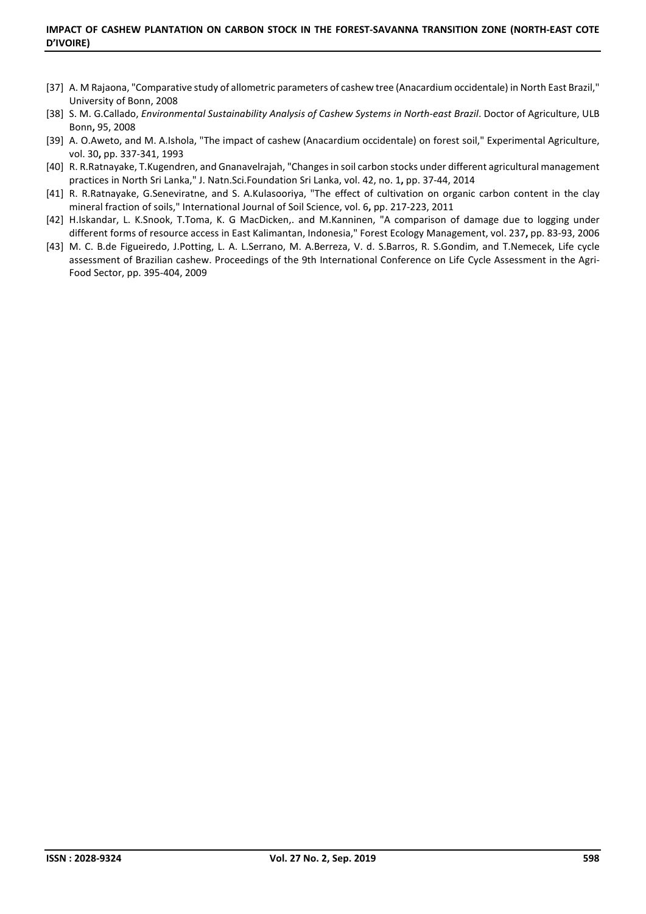[37] A. M Rajaona, "Comparative study of allometric parameters of cashew tree (Anacardium occidentale) in North East Brazil," University of Bonn, 2008

[38] S. M. G.Callado, *Environmental Sustainability Analysis of Cashew Systems in North-east Brazil*. Doctor of Agriculture, ULB Bonn**,** 95, 2008

[39] A. O.Aweto, and M. A.Ishola, "The impact of cashew (Anacardium occidentale) on forest soil," Experimental Agriculture, vol. 30**,** pp. 337-341, 1993

[40] R. R.Ratnayake, T.Kugendren, and Gnanavelrajah, "Changes in soil carbon stocks under different agricultural management practices in North Sri Lanka," J. Natn.Sci.Foundation Sri Lanka, vol. 42, no. 1**,** pp. 37-44, 2014

[41] R. R.Ratnayake, G.Seneviratne, and S. A.Kulasooriya, "The effect of cultivation on organic carbon content in the clay mineral fraction of soils," International Journal of Soil Science, vol. 6**,** pp. 217-223, 2011

[42] H.Iskandar, L. K.Snook, T.Toma, K. G MacDicken,. and M.Kanninen, "A comparison of damage due to logging under different forms of resource access in East Kalimantan, Indonesia," Forest Ecology Management, vol. 237**,** pp. 83-93, 2006

[43] M. C. B.de Figueiredo, J.Potting, L. A. L.Serrano, M. A.Berreza, V. d. S.Barros, R. S.Gondim, and T.Nemecek, Life cycle assessment of Brazilian cashew. Proceedings of the 9th International Conference on Life Cycle Assessment in the Agri-Food Sector, pp. 395-404, 2009